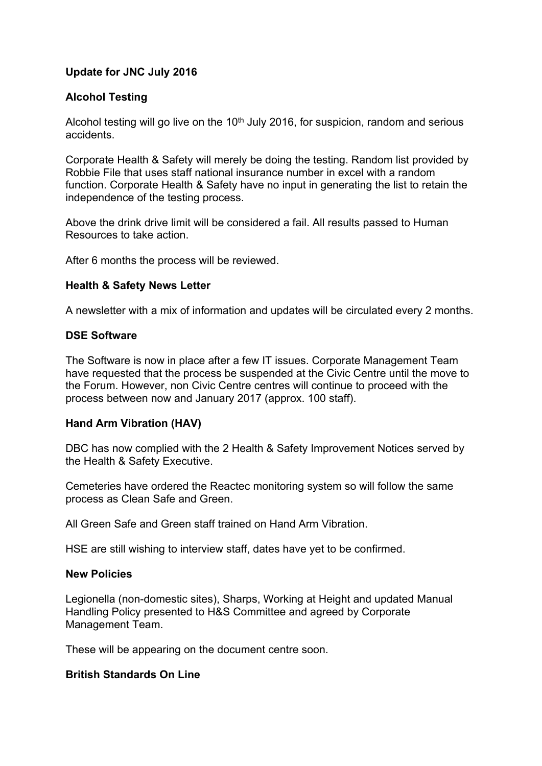**Update for JNC July 2016**

**Alcohol Testing**

Alcohol testing will go live on the 10th July 2016, for suspicion, random and serious accidents.

Corporate Health & Safety will merely be doing the testing. Random list provided by Robbie File that uses staff national insurance number in excel with a random function. Corporate Health & Safety have no input in generating the list to retain the independence of the testing process.

Above the drink drive limit will be considered a fail. All results passed to Human Resources to take action.

After 6 months the process will be reviewed.

**Health & Safety News Letter**

A newsletter with a mix of information and updates will be circulated every 2 months.

**DSE Software**

The Software is now in place after a few IT issues. Corporate Management Team have requested that the process be suspended at the Civic Centre until the move to the Forum. However, non Civic Centre centres will continue to proceed with the process between now and January 2017 (approx. 100 staff).

**Hand Arm Vibration (HAV)**

DBC has now complied with the 2 Health & Safety Improvement Notices served by the Health & Safety Executive.

Cemeteries have ordered the Reactec monitoring system so will follow the same process as Clean Safe and Green.

All Green Safe and Green staff trained on Hand Arm Vibration.

HSE are still wishing to interview staff, dates have yet to be confirmed.

**New Policies**

Legionella (non-domestic sites), Sharps, Working at Height and updated Manual Handling Policy presented to H&S Committee and agreed by Corporate Management Team.

These will be appearing on the document centre soon.

**British Standards On Line**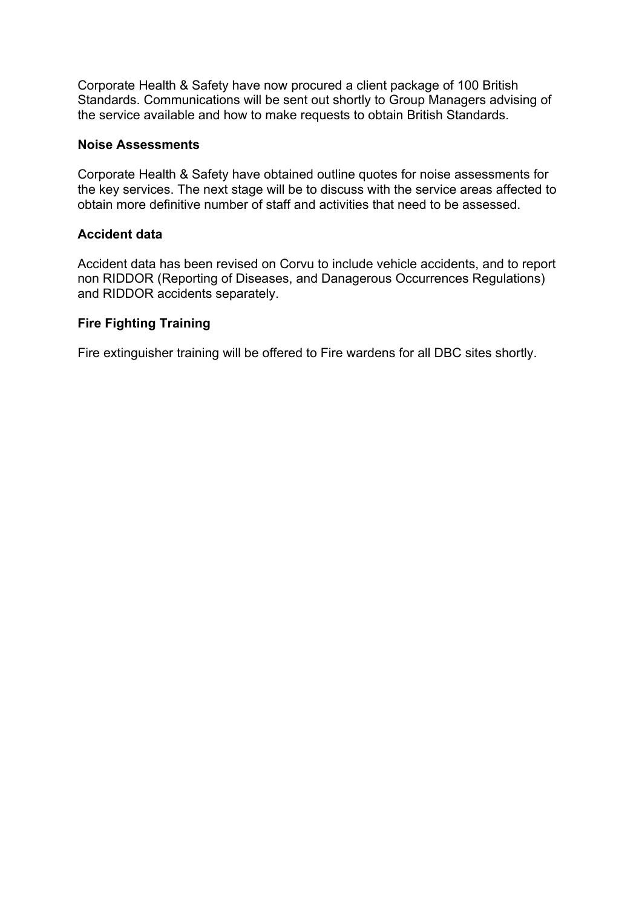Corporate Health & Safety have now procured a client package of 100 British Standards. Communications will be sent out shortly to Group Managers advising of the service available and how to make requests to obtain British Standards.

**Noise Assessments**

Corporate Health & Safety have obtained outline quotes for noise assessments for the key services. The next stage will be to discuss with the service areas affected to obtain more definitive number of staff and activities that need to be assessed.

**Accident data**

Accident data has been revised on Corvu to include vehicle accidents, and to report non RIDDOR (Reporting of Diseases, and Danagerous Occurrences Regulations) and RIDDOR accidents separately.

**Fire Fighting Training**

Fire extinguisher training will be offered to Fire wardens for all DBC sites shortly.